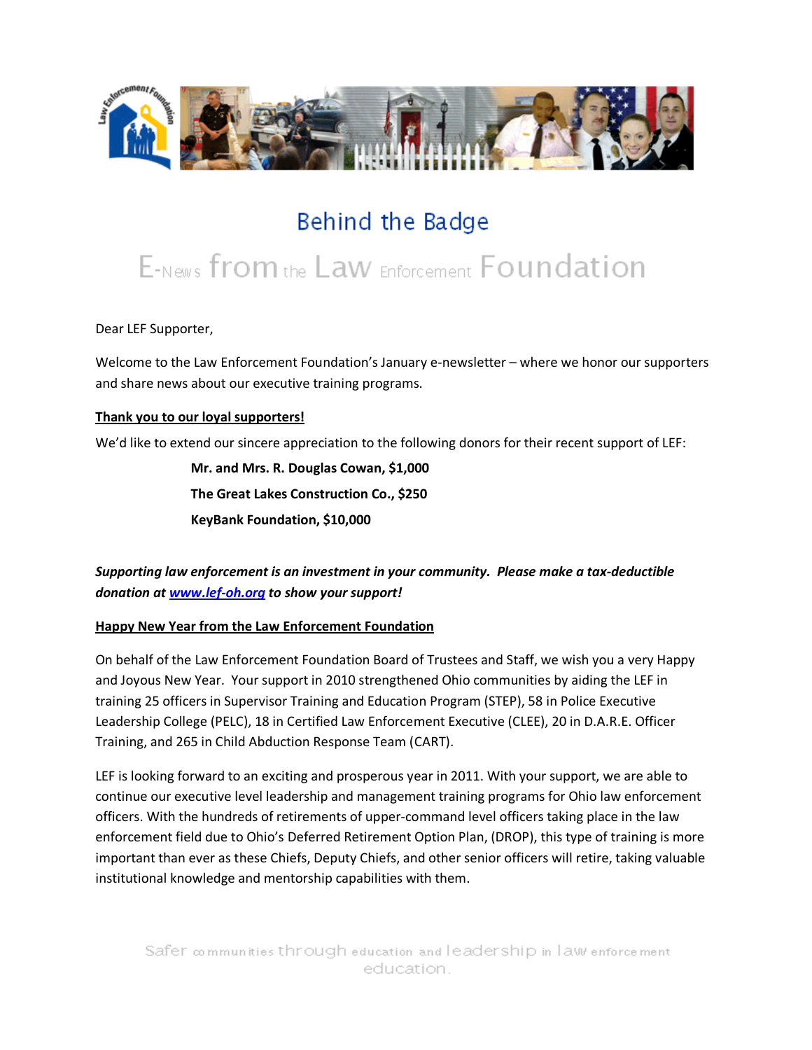# Behind the Badge

## E-News from the Law Enforcement Foundation

Dear LEF Supporter,

Welcome to the Law Enforcement Foundation's January e-newsletter – where we honor our supporters and share news about our executive training programs.

**Thank you to our loyal supporters!**

We'd like to extend our sincere appreciation to the following donors for their recent support of LEF:

**Mr. and Mrs. R. Douglas Cowan, $1,000**

**The Great Lakes Construction Co., $250**

**KeyBank Foundation, $10,000**

***Supporting law enforcement is an investment in your community. Please make a tax-deductible donation at [www.lef-oh.org](http://www.lef-oh.org) to show your support!***

**Happy New Year from the Law Enforcement Foundation**

On behalf of the Law Enforcement Foundation Board of Trustees and Staff, we wish you a very Happy and Joyous New Year. Your support in 2010 strengthened Ohio communities by aiding the LEF in training 25 officers in Supervisor Training and Education Program (STEP), 58 in Police Executive Leadership College (PELC), 18 in Certified Law Enforcement Executive (CLEE), 20 in D.A.R.E. Officer Training, and 265 in Child Abduction Response Team (CART).

LEF is looking forward to an exciting and prosperous year in 2011. With your support, we are able to continue our executive level leadership and management training programs for Ohio law enforcement officers. With the hundreds of retirements of upper-command level officers taking place in the law enforcement field due to Ohio's Deferred Retirement Option Plan, (DROP), this type of training is more important than ever as these Chiefs, Deputy Chiefs, and other senior officers will retire, taking valuable institutional knowledge and mentorship capabilities with them.

Safer communities through education and leadership in law enforcement education.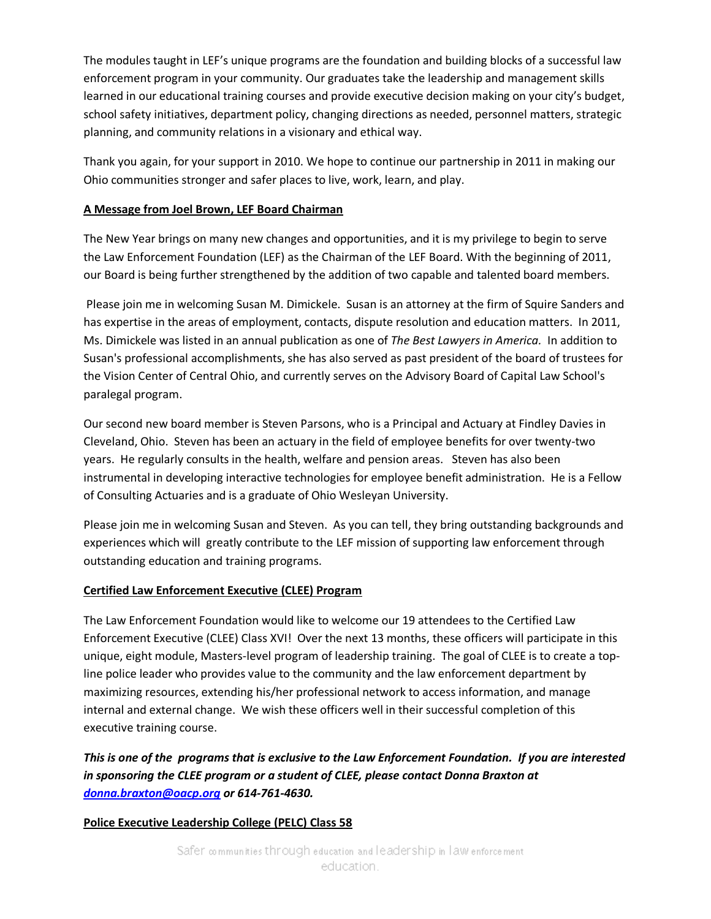The modules taught in LEF's unique programs are the foundation and building blocks of a successful law enforcement program in your community. Our graduates take the leadership and management skills learned in our educational training courses and provide executive decision making on your city's budget, school safety initiatives, department policy, changing directions as needed, personnel matters, strategic planning, and community relations in a visionary and ethical way.

Thank you again, for your support in 2010. We hope to continue our partnership in 2011 in making our Ohio communities stronger and safer places to live, work, learn, and play.

## A Message from Joel Brown, LEF Board Chairman

The New Year brings on many new changes and opportunities, and it is my privilege to begin to serve the Law Enforcement Foundation (LEF) as the Chairman of the LEF Board. With the beginning of 2011, our Board is being further strengthened by the addition of two capable and talented board members.

Please join me in welcoming Susan M. Dimickele. Susan is an attorney at the firm of Squire Sanders and has expertise in the areas of employment, contacts, dispute resolution and education matters. In 2011, Ms. Dimickele was listed in an annual publication as one of *The Best Lawyers in America.* In addition to Susan's professional accomplishments, she has also served as past president of the board of trustees for the Vision Center of Central Ohio, and currently serves on the Advisory Board of Capital Law School's paralegal program.

Our second new board member is Steven Parsons, who is a Principal and Actuary at Findley Davies in Cleveland, Ohio. Steven has been an actuary in the field of employee benefits for over twenty-two years. He regularly consults in the health, welfare and pension areas. Steven has also been instrumental in developing interactive technologies for employee benefit administration. He is a Fellow of Consulting Actuaries and is a graduate of Ohio Wesleyan University.

Please join me in welcoming Susan and Steven. As you can tell, they bring outstanding backgrounds and experiences which will greatly contribute to the LEF mission of supporting law enforcement through outstanding education and training programs.

## Certified Law Enforcement Executive (CLEE) Program

The Law Enforcement Foundation would like to welcome our 19 attendees to the Certified Law Enforcement Executive (CLEE) Class XVI! Over the next 13 months, these officers will participate in this unique, eight module, Masters-level program of leadership training. The goal of CLEE is to create a top-line police leader who provides value to the community and the law enforcement department by maximizing resources, extending his/her professional network to access information, and manage internal and external change. We wish these officers well in their successful completion of this executive training course.

***This is one of the programs that is exclusive to the Law Enforcement Foundation. If you are interested in sponsoring the CLEE program or a student of CLEE, please contact Donna Braxton at donna.braxton@oacp.org or 614-761-4630.***

## Police Executive Leadership College (PELC) Class 58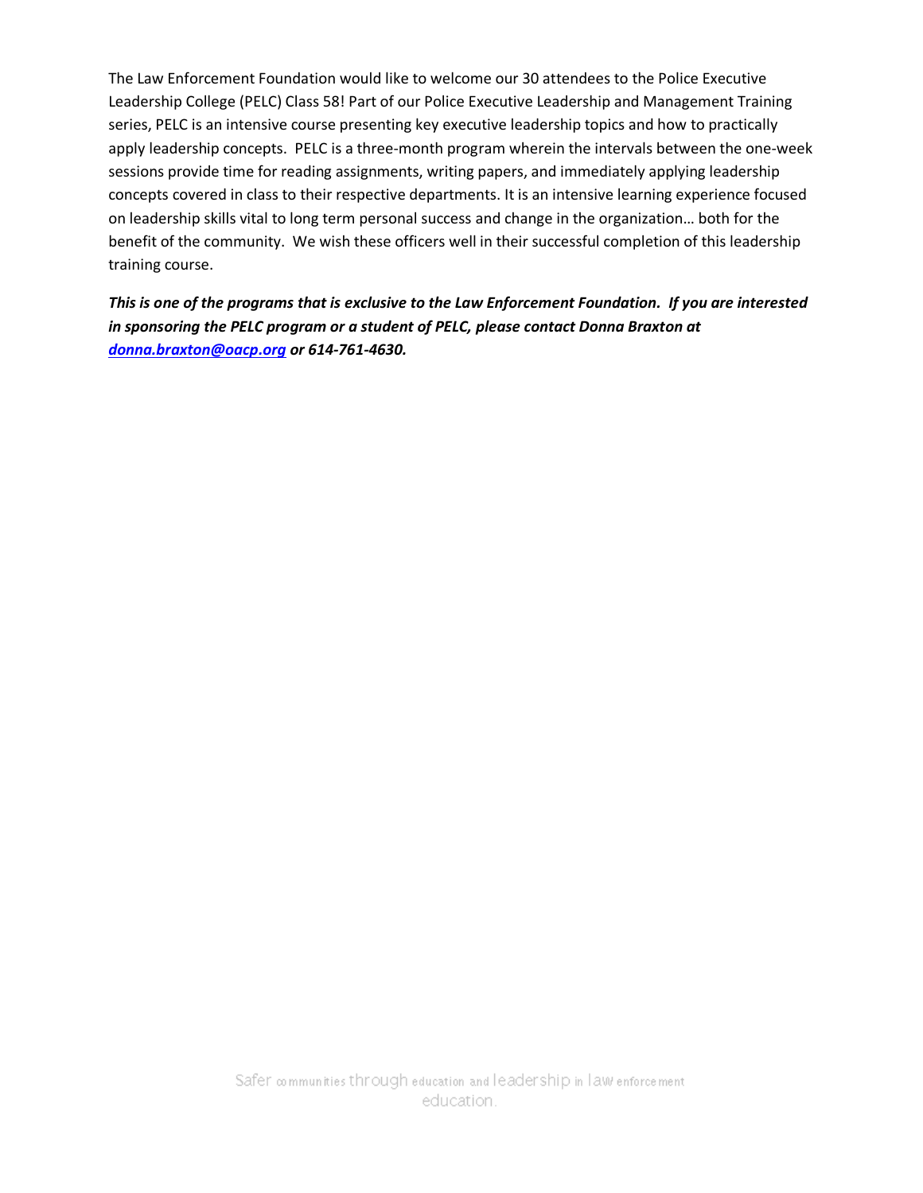The Law Enforcement Foundation would like to welcome our 30 attendees to the Police Executive Leadership College (PELC) Class 58! Part of our Police Executive Leadership and Management Training series, PELC is an intensive course presenting key executive leadership topics and how to practically apply leadership concepts. PELC is a three-month program wherein the intervals between the one-week sessions provide time for reading assignments, writing papers, and immediately applying leadership concepts covered in class to their respective departments. It is an intensive learning experience focused on leadership skills vital to long term personal success and change in the organization… both for the benefit of the community. We wish these officers well in their successful completion of this leadership training course.

***This is one of the programs that is exclusive to the Law Enforcement Foundation. If you are interested in sponsoring the PELC program or a student of PELC, please contact Donna Braxton at [donna.braxton@oacp.org](mailto:donna.braxton@oacp.org) or 614-761-4630.***